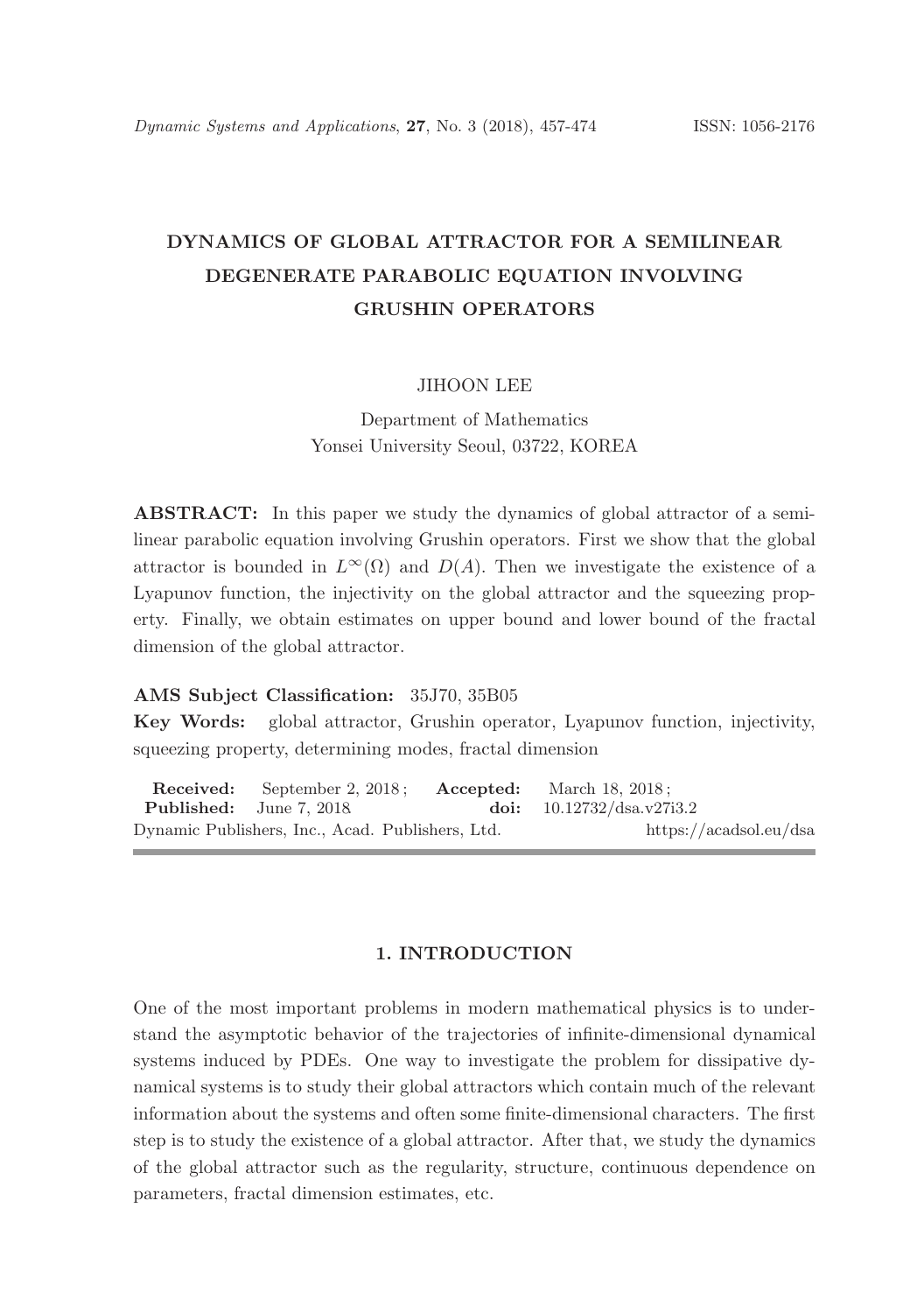# DYNAMICS OF GLOBAL ATTRACTOR FOR A SEMILINEAR DEGENERATE PARABOLIC EQUATION INVOLVING GRUSHIN OPERATORS

JIHOON LEE

Department of Mathematics
Yonsei University Seoul, 03722, KOREA

**ABSTRACT:** In this paper we study the dynamics of global attractor of a semilinear parabolic equation involving Grushin operators. First we show that the global attractor is bounded in $L^\infty(\Omega)$ and $D(A)$. Then we investigate the existence of a Lyapunov function, the injectivity on the global attractor and the squeezing property. Finally, we obtain estimates on upper bound and lower bound of the fractal dimension of the global attractor.

**AMS Subject Classification:** 35J70, 35B05

**Key Words:** global attractor, Grushin operator, Lyapunov function, injectivity, squeezing property, determining modes, fractal dimension

**Received:** September 2, 2018 ; **Accepted:** March 18, 2018 ;
**Published:** June 7, 2018 **doi:** 10.12732/dsa.v27i3.2
Dynamic Publishers, Inc., Acad. Publishers, Ltd. https://acadsol.eu/dsa

## 1. INTRODUCTION

One of the most important problems in modern mathematical physics is to understand the asymptotic behavior of the trajectories of infinite-dimensional dynamical systems induced by PDEs. One way to investigate the problem for dissipative dynamical systems is to study their global attractors which contain much of the relevant information about the systems and often some finite-dimensional characters. The first step is to study the existence of a global attractor. After that, we study the dynamics of the global attractor such as the regularity, structure, continuous dependence on parameters, fractal dimension estimates, etc.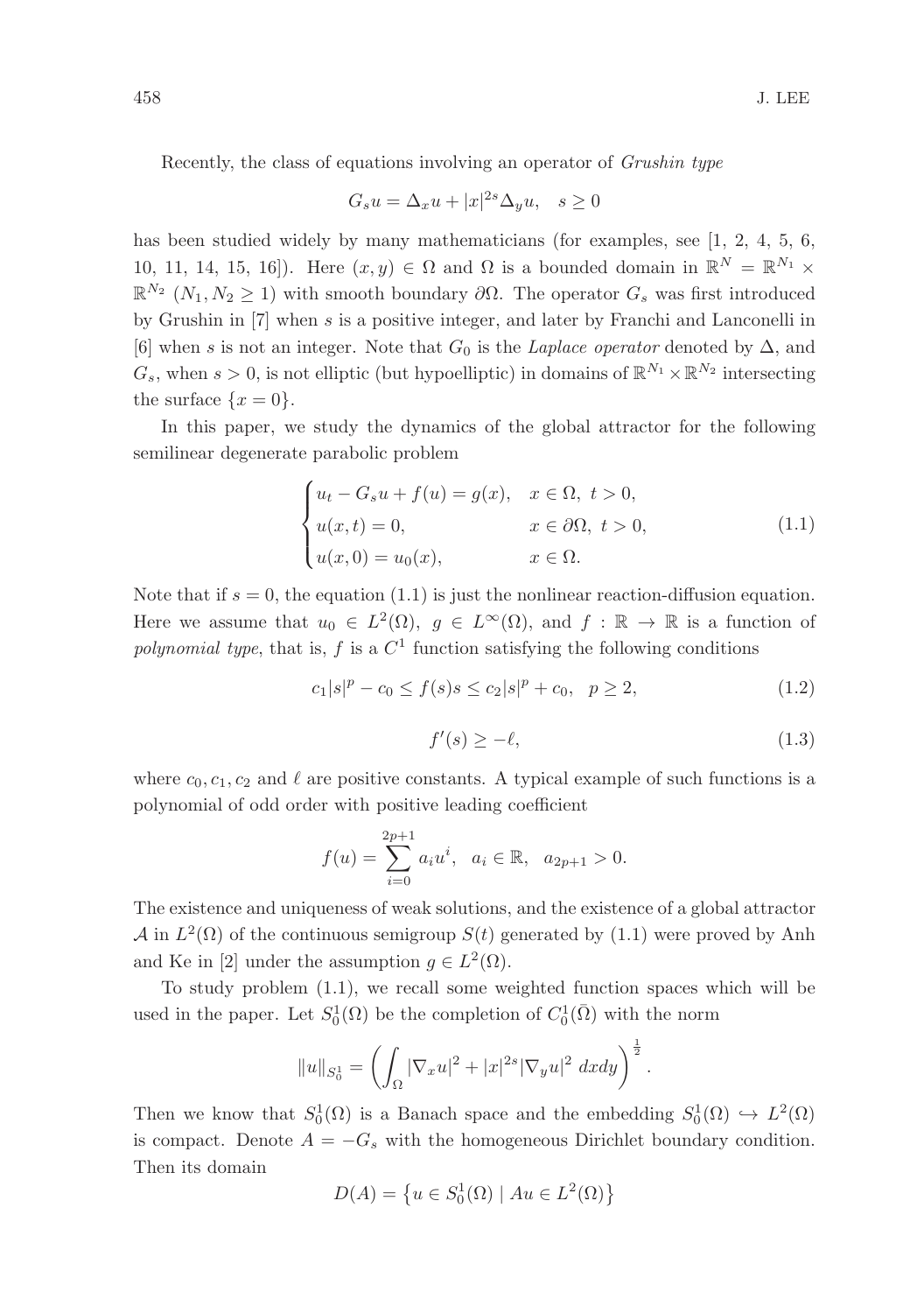Recently, the class of equations involving an operator of *Grushin type*

$$G_s u = \Delta_x u + |x|^{2s}\Delta_y u, \quad s \geq 0$$

has been studied widely by many mathematicians (for examples, see [1, 2, 4, 5, 6, 10, 11, 14, 15, 16]). Here $(x, y) \in \Omega$ and $\Omega$ is a bounded domain in $\mathbb{R}^N = \mathbb{R}^{N_1} \times \mathbb{R}^{N_2}$ $(N_1, N_2 \geq 1)$ with smooth boundary $\partial\Omega$. The operator $G_s$ was first introduced by Grushin in [7] when $s$ is a positive integer, and later by Franchi and Lanconelli in [6] when $s$ is not an integer. Note that $G_0$ is the *Laplace operator* denoted by $\Delta$, and $G_s$, when $s > 0$, is not elliptic (but hypoelliptic) in domains of $\mathbb{R}^{N_1} \times \mathbb{R}^{N_2}$ intersecting the surface $\{x = 0\}$.

In this paper, we study the dynamics of the global attractor for the following semilinear degenerate parabolic problem

$$\begin{cases} u_t - G_s u + f(u) = g(x), & x \in \Omega,\ t > 0, \\ u(x,t) = 0, & x \in \partial\Omega,\ t > 0, \\ u(x,0) = u_0(x), & x \in \Omega. \end{cases} \tag{1.1}$$

Note that if $s = 0$, the equation (1.1) is just the nonlinear reaction-diffusion equation. Here we assume that $u_0 \in L^2(\Omega)$, $g \in L^\infty(\Omega)$, and $f : \mathbb{R} \to \mathbb{R}$ is a function of *polynomial type*, that is, $f$ is a $C^1$ function satisfying the following conditions

$$c_1|s|^p - c_0 \leq f(s)s \leq c_2|s|^p + c_0, \quad p \geq 2, \tag{1.2}$$

$$f'(s) \geq -\ell, \tag{1.3}$$

where $c_0, c_1, c_2$ and $\ell$ are positive constants. A typical example of such functions is a polynomial of odd order with positive leading coefficient

$$f(u) = \sum_{i=0}^{2p+1} a_i u^i, \quad a_i \in \mathbb{R}, \quad a_{2p+1} > 0.$$

The existence and uniqueness of weak solutions, and the existence of a global attractor $\mathcal{A}$ in $L^2(\Omega)$ of the continuous semigroup $S(t)$ generated by (1.1) were proved by Anh and Ke in [2] under the assumption $g \in L^2(\Omega)$.

To study problem (1.1), we recall some weighted function spaces which will be used in the paper. Let $S_0^1(\Omega)$ be the completion of $C_0^1(\bar{\Omega})$ with the norm

$$\|u\|_{S_0^1} = \left( \int_\Omega |\nabla_x u|^2 + |x|^{2s}|\nabla_y u|^2 \; dxdy \right)^{\frac{1}{2}}.$$

Then we know that $S_0^1(\Omega)$ is a Banach space and the embedding $S_0^1(\Omega) \hookrightarrow L^2(\Omega)$ is compact. Denote $A = -G_s$ with the homogeneous Dirichlet boundary condition. Then its domain

$$D(A) = \left\{ u \in S_0^1(\Omega) \mid Au \in L^2(\Omega) \right\}$$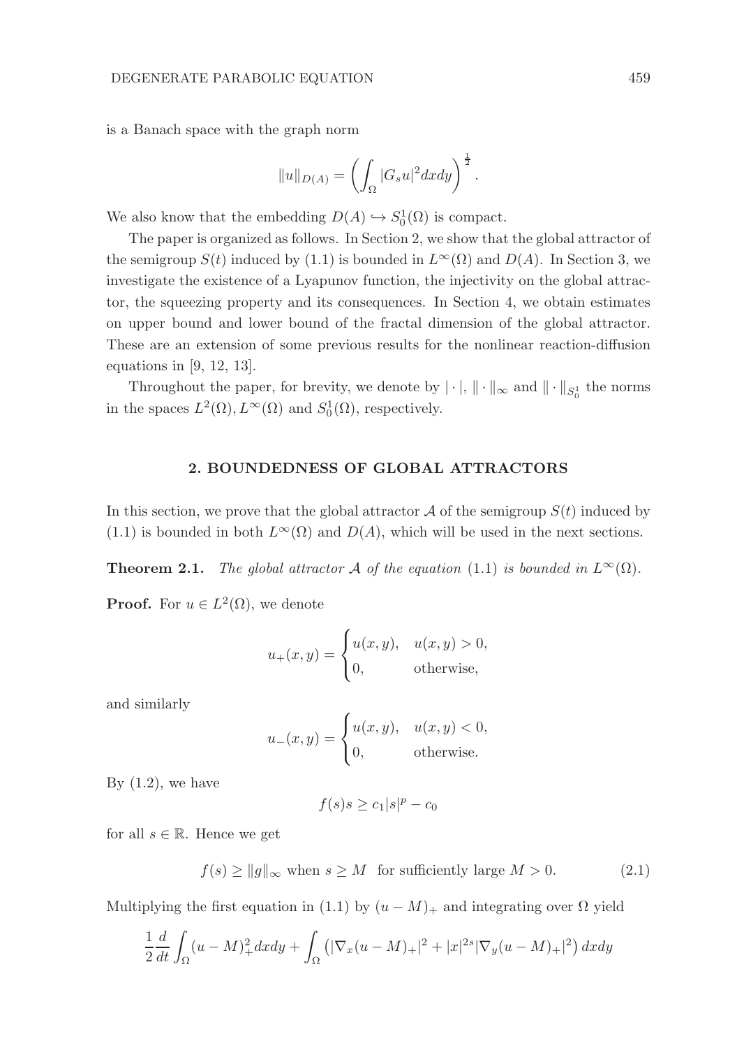is a Banach space with the graph norm

$$\|u\|_{D(A)} = \left( \int_\Omega |G_s u|^2 dxdy \right)^{\frac{1}{2}}.$$

We also know that the embedding $D(A) \hookrightarrow S_0^1(\Omega)$ is compact.

The paper is organized as follows. In Section 2, we show that the global attractor of the semigroup $S(t)$ induced by (1.1) is bounded in $L^\infty(\Omega)$ and $D(A)$. In Section 3, we investigate the existence of a Lyapunov function, the injectivity on the global attractor, the squeezing property and its consequences. In Section 4, we obtain estimates on upper bound and lower bound of the fractal dimension of the global attractor. These are an extension of some previous results for the nonlinear reaction-diffusion equations in [9, 12, 13].

Throughout the paper, for brevity, we denote by $|\cdot|$, $\|\cdot\|_\infty$ and $\|\cdot\|_{S_0^1}$ the norms in the spaces $L^2(\Omega), L^\infty(\Omega)$ and $S_0^1(\Omega)$, respectively.

## 2. BOUNDEDNESS OF GLOBAL ATTRACTORS

In this section, we prove that the global attractor $\mathcal{A}$ of the semigroup $S(t)$ induced by (1.1) is bounded in both $L^\infty(\Omega)$ and $D(A)$, which will be used in the next sections.

**Theorem 2.1.** *The global attractor $\mathcal{A}$ of the equation (1.1) is bounded in $L^\infty(\Omega)$.*

**Proof.** For $u \in L^2(\Omega)$, we denote

$$u_+(x,y) = \begin{cases} u(x,y), & u(x,y) > 0, \\ 0, & \text{otherwise}, \end{cases}$$

and similarly

$$u_-(x,y) = \begin{cases} u(x,y), & u(x,y) < 0, \\ 0, & \text{otherwise}. \end{cases}$$

By (1.2), we have

$$f(s)s \geq c_1|s|^p - c_0$$

for all $s \in \mathbb{R}$. Hence we get

$$f(s) \geq \|g\|_\infty \text{ when } s \geq M \quad \text{for sufficiently large } M > 0. \tag{2.1}$$

Multiplying the first equation in (1.1) by $(u - M)_+$ and integrating over $\Omega$ yield

$$\frac{1}{2}\frac{d}{dt}\int_\Omega (u-M)_+^2 dxdy + \int_\Omega \left( |\nabla_x (u-M)_+|^2 + |x|^{2s}|\nabla_y (u-M)_+|^2 \right) dxdy$$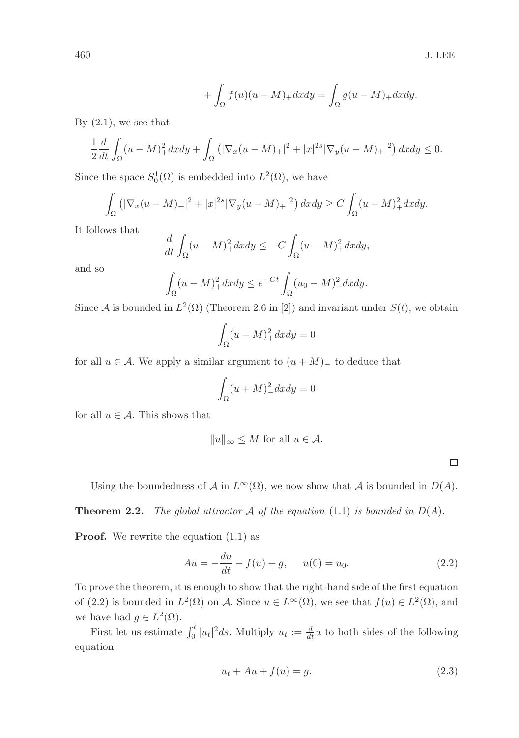$$+\int_\Omega f(u)(u-M)_+dxdy = \int_\Omega g(u-M)_+dxdy.$$

By (2.1), we see that

$$\frac{1}{2}\frac{d}{dt}\int_\Omega (u-M)_+^2dxdy + \int_\Omega \left(|\nabla_x (u-M)_+|^2 + |x|^{2s}|\nabla_y (u-M)_+|^2\right)dxdy \le 0.$$

Since the space $S_0^1(\Omega)$ is embedded into $L^2(\Omega)$, we have

$$\int_\Omega \left(|\nabla_x (u-M)_+|^2 + |x|^{2s}|\nabla_y (u-M)_+|^2\right)dxdy \ge C\int_\Omega (u-M)_+^2dxdy.$$

It follows that

$$\frac{d}{dt}\int_\Omega (u-M)_+^2dxdy \le -C\int_\Omega (u-M)_+^2dxdy,$$

and so

$$\int_\Omega (u-M)_+^2dxdy \le e^{-Ct}\int_\Omega (u_0-M)_+^2dxdy.$$

Since $\mathcal{A}$ is bounded in $L^2(\Omega)$ (Theorem 2.6 in [2]) and invariant under $S(t)$, we obtain

$$\int_\Omega (u-M)_+^2dxdy = 0$$

for all $u \in \mathcal{A}$. We apply a similar argument to $(u+M)_-$ to deduce that

$$\int_\Omega (u+M)_-^2dxdy = 0$$

for all $u \in \mathcal{A}$. This shows that

$$\|u\|_\infty \le M \text{ for all } u \in \mathcal{A}.$$

□

Using the boundedness of $\mathcal{A}$ in $L^\infty(\Omega)$, we now show that $\mathcal{A}$ is bounded in $D(A)$.

**Theorem 2.2.** *The global attractor $\mathcal{A}$ of the equation* (1.1) *is bounded in $D(A)$.*

**Proof.** We rewrite the equation (1.1) as

$$Au = -\frac{du}{dt} - f(u) + g, \qquad u(0) = u_0. \tag{2.2}$$

To prove the theorem, it is enough to show that the right-hand side of the first equation of (2.2) is bounded in $L^2(\Omega)$ on $\mathcal{A}$. Since $u \in L^\infty(\Omega)$, we see that $f(u) \in L^2(\Omega)$, and we have had $g \in L^2(\Omega)$.

First let us estimate $\int_0^t |u_t|^2 ds$. Multiply $u_t := \frac{d}{dt}u$ to both sides of the following equation

$$u_t + Au + f(u) = g. \tag{2.3}$$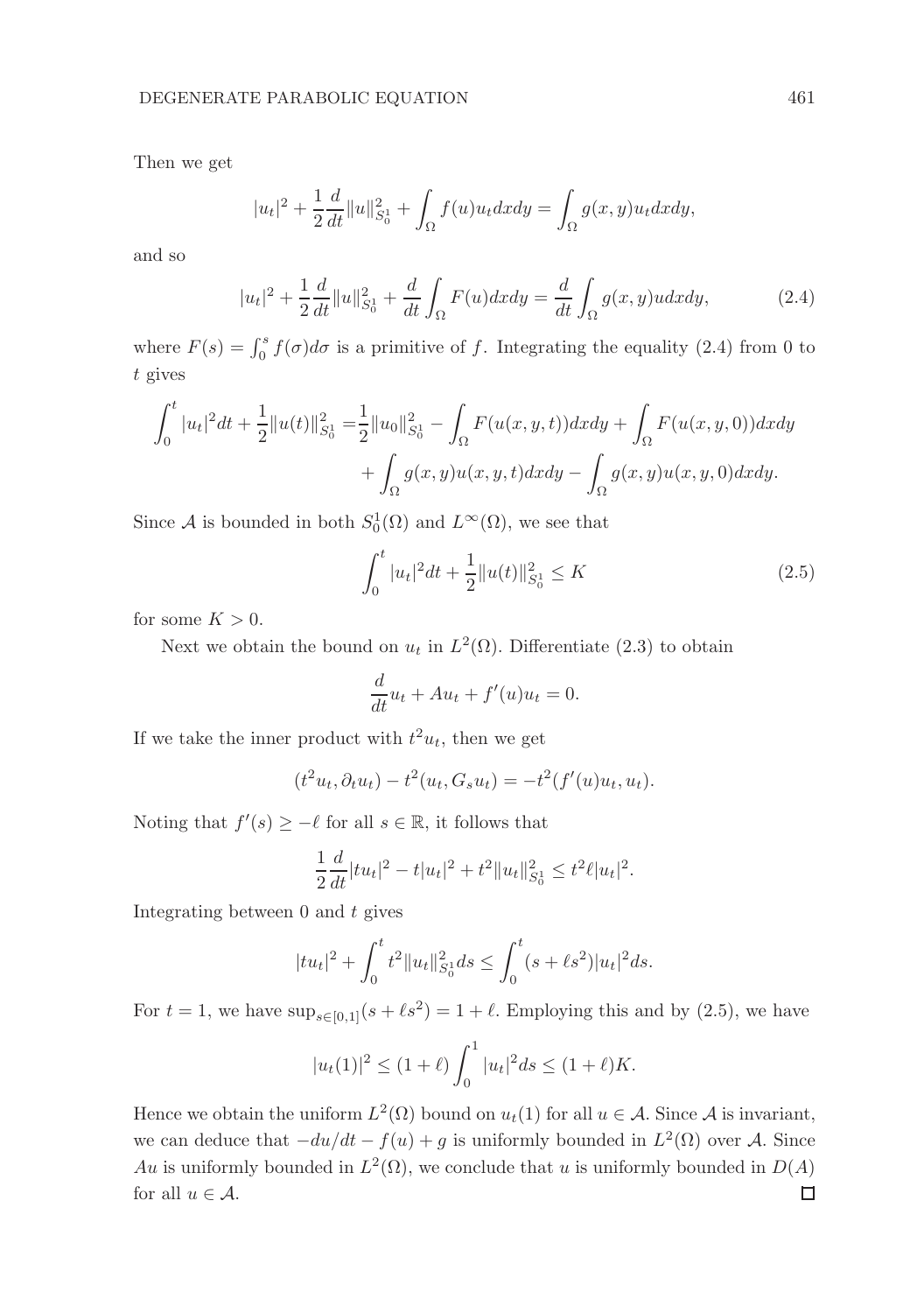Then we get

$$|u_t|^2 + \frac{1}{2}\frac{d}{dt}\|u\|^2_{S^1_0} + \int_\Omega f(u)u_t dxdy = \int_\Omega g(x,y)u_t dxdy,$$

and so

$$|u_t|^2 + \frac{1}{2}\frac{d}{dt}\|u\|^2_{S^1_0} + \frac{d}{dt}\int_\Omega F(u)dxdy = \frac{d}{dt}\int_\Omega g(x,y)udxdy, \tag{2.4}$$

where $F(s) = \int_0^s f(\sigma)d\sigma$ is a primitive of $f$. Integrating the equality (2.4) from 0 to $t$ gives

$$\begin{aligned}\int_0^t |u_t|^2 dt + \frac{1}{2}\|u(t)\|^2_{S^1_0} =& \frac{1}{2}\|u_0\|^2_{S^1_0} - \int_\Omega F(u(x,y,t))dxdy + \int_\Omega F(u(x,y,0))dxdy \\ &+ \int_\Omega g(x,y)u(x,y,t)dxdy - \int_\Omega g(x,y)u(x,y,0)dxdy.\end{aligned}$$

Since $\mathcal{A}$ is bounded in both $S^1_0(\Omega)$ and $L^\infty(\Omega)$, we see that

$$\int_0^t |u_t|^2 dt + \frac{1}{2}\|u(t)\|^2_{S^1_0} \le K \tag{2.5}$$

for some $K > 0$.

Next we obtain the bound on $u_t$ in $L^2(\Omega)$. Differentiate (2.3) to obtain

$$\frac{d}{dt}u_t + Au_t + f'(u)u_t = 0.$$

If we take the inner product with $t^2 u_t$, then we get

$$(t^2 u_t, \partial_t u_t) - t^2(u_t, G_s u_t) = -t^2(f'(u)u_t, u_t).$$

Noting that $f'(s) \ge -\ell$ for all $s \in \mathbb{R}$, it follows that

$$\frac{1}{2}\frac{d}{dt}|tu_t|^2 - t|u_t|^2 + t^2\|u_t\|^2_{S^1_0} \le t^2\ell|u_t|^2.$$

Integrating between 0 and $t$ gives

$$|tu_t|^2 + \int_0^t t^2\|u_t\|^2_{S^1_0} ds \le \int_0^t (s + \ell s^2)|u_t|^2 ds.$$

For $t = 1$, we have $\sup_{s\in[0,1]}(s + \ell s^2) = 1 + \ell$. Employing this and by (2.5), we have

$$|u_t(1)|^2 \le (1+\ell)\int_0^1 |u_t|^2 ds \le (1+\ell)K.$$

Hence we obtain the uniform $L^2(\Omega)$ bound on $u_t(1)$ for all $u \in \mathcal{A}$. Since $\mathcal{A}$ is invariant, we can deduce that $-du/dt - f(u) + g$ is uniformly bounded in $L^2(\Omega)$ over $\mathcal{A}$. Since $Au$ is uniformly bounded in $L^2(\Omega)$, we conclude that $u$ is uniformly bounded in $D(A)$ for all $u \in \mathcal{A}$. □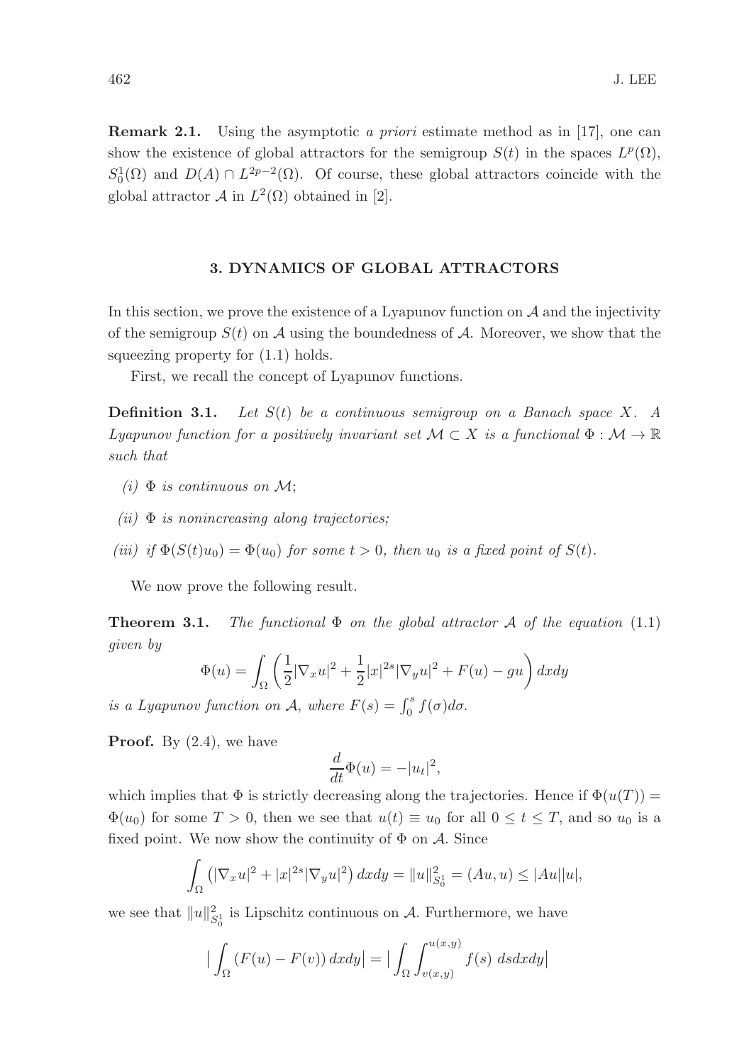**Remark 2.1.** Using the asymptotic *a priori* estimate method as in [17], one can show the existence of global attractors for the semigroup $S(t)$ in the spaces $L^p(\Omega)$, $S_0^1(\Omega)$ and $D(A) \cap L^{2p-2}(\Omega)$. Of course, these global attractors coincide with the global attractor $\mathcal{A}$ in $L^2(\Omega)$ obtained in [2].

## 3. DYNAMICS OF GLOBAL ATTRACTORS

In this section, we prove the existence of a Lyapunov function on $\mathcal{A}$ and the injectivity of the semigroup $S(t)$ on $\mathcal{A}$ using the boundedness of $\mathcal{A}$. Moreover, we show that the squeezing property for (1.1) holds.

First, we recall the concept of Lyapunov functions.

**Definition 3.1.** *Let $S(t)$ be a continuous semigroup on a Banach space $X$. A Lyapunov function for a positively invariant set $\mathcal{M} \subset X$ is a functional $\Phi : \mathcal{M} \to \mathbb{R}$ such that*

*(i) $\Phi$ is continuous on $\mathcal{M}$;*

*(ii) $\Phi$ is nonincreasing along trajectories;*

*(iii) if $\Phi(S(t)u_0) = \Phi(u_0)$ for some $t > 0$, then $u_0$ is a fixed point of $S(t)$.*

We now prove the following result.

**Theorem 3.1.** *The functional $\Phi$ on the global attractor $\mathcal{A}$ of the equation* (1.1) *given by*

$$\Phi(u) = \int_\Omega \left( \frac{1}{2}|\nabla_x u|^2 + \frac{1}{2}|x|^{2s}|\nabla_y u|^2 + F(u) - gu \right) dxdy$$

*is a Lyapunov function on $\mathcal{A}$, where $F(s) = \int_0^s f(\sigma)d\sigma$.*

**Proof.** By (2.4), we have

$$\frac{d}{dt}\Phi(u) = -|u_t|^2,$$

which implies that $\Phi$ is strictly decreasing along the trajectories. Hence if $\Phi(u(T)) = \Phi(u_0)$ for some $T > 0$, then we see that $u(t) \equiv u_0$ for all $0 \le t \le T$, and so $u_0$ is a fixed point. We now show the continuity of $\Phi$ on $\mathcal{A}$. Since

$$\int_\Omega \left( |\nabla_x u|^2 + |x|^{2s}|\nabla_y u|^2 \right) dxdy = \|u\|^2_{S_0^1} = (Au, u) \le |Au||u|,$$

we see that $\|u\|^2_{S_0^1}$ is Lipschitz continuous on $\mathcal{A}$. Furthermore, we have

$$\big| \int_\Omega \left( F(u) - F(v) \right) dxdy \big| = \big| \int_\Omega \int_{v(x,y)}^{u(x,y)} f(s)\ dsdxdy \big|$$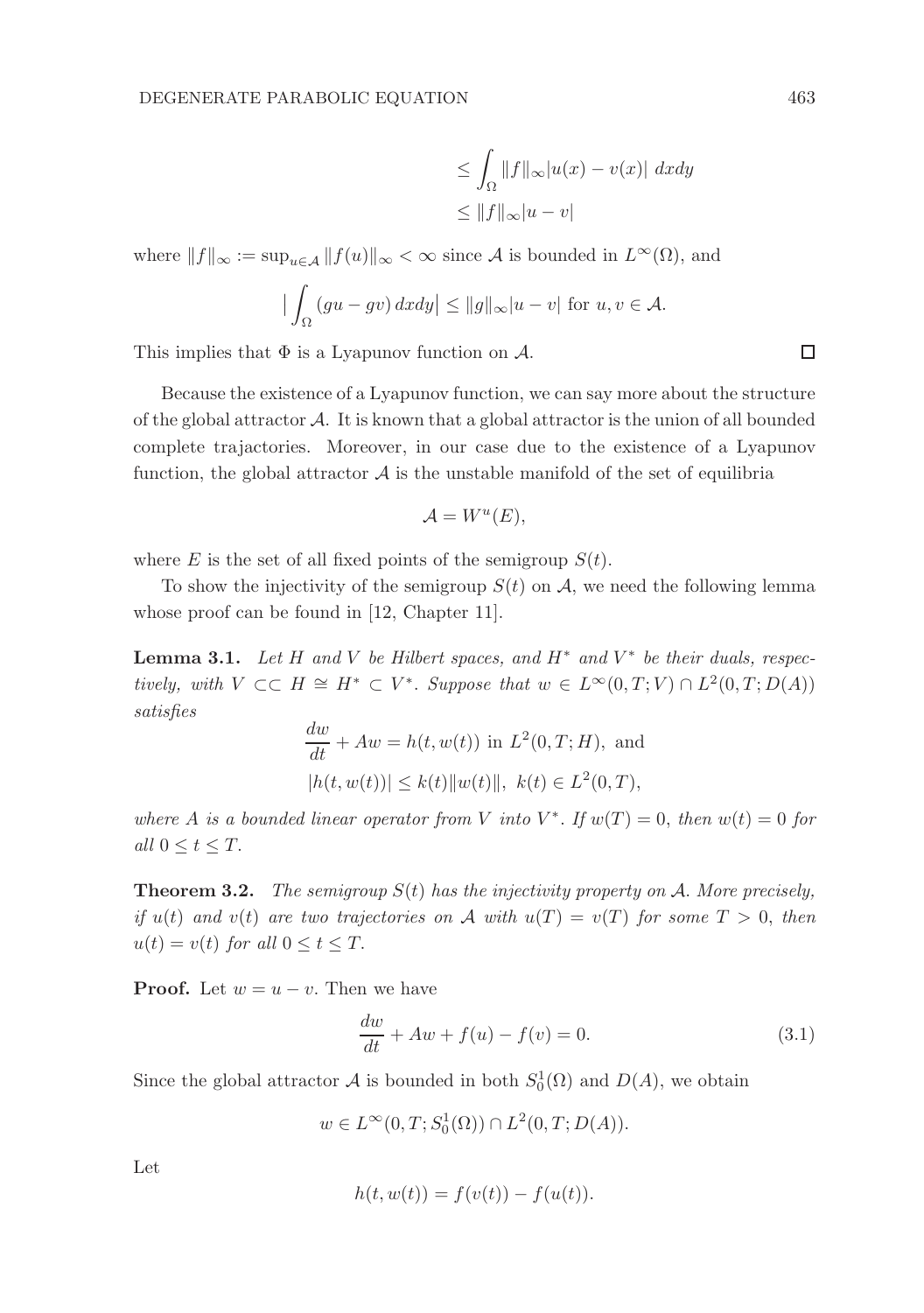$$
\begin{aligned}
&\leq \int_\Omega \|f\|_\infty |u(x) - v(x)| \; dxdy \\
&\leq \|f\|_\infty |u - v|
\end{aligned}
$$

where $\|f\|_\infty := \sup_{u \in \mathcal{A}} \|f(u)\|_\infty < \infty$ since $\mathcal{A}$ is bounded in $L^\infty(\Omega)$, and

$$
\big| \int_\Omega (gu - gv) \, dxdy \big| \leq \|g\|_\infty |u - v| \text{ for } u, v \in \mathcal{A}.
$$

This implies that $\Phi$ is a Lyapunov function on $\mathcal{A}$. □

Because the existence of a Lyapunov function, we can say more about the structure of the global attractor $\mathcal{A}$. It is known that a global attractor is the union of all bounded complete trajactories. Moreover, in our case due to the existence of a Lyapunov function, the global attractor $\mathcal{A}$ is the unstable manifold of the set of equilibria

$$
\mathcal{A} = W^u(E),
$$

where $E$ is the set of all fixed points of the semigroup $S(t)$.

To show the injectivity of the semigroup $S(t)$ on $\mathcal{A}$, we need the following lemma whose proof can be found in [12, Chapter 11].

**Lemma 3.1.** *Let $H$ and $V$ be Hilbert spaces, and $H^*$ and $V^*$ be their duals, respectively, with $V \subset\subset H \cong H^* \subset V^*$. Suppose that $w \in L^\infty(0, T; V) \cap L^2(0, T; D(A))$ satisfies*

$$
\begin{aligned}
&\frac{dw}{dt} + Aw = h(t, w(t)) \text{ in } L^2(0, T; H), \text{ and} \\
&|h(t, w(t))| \leq k(t)\|w(t)\|, \; k(t) \in L^2(0, T),
\end{aligned}
$$

*where $A$ is a bounded linear operator from $V$ into $V^*$. If $w(T) = 0$, then $w(t) = 0$ for all $0 \leq t \leq T$.*

**Theorem 3.2.** *The semigroup $S(t)$ has the injectivity property on $\mathcal{A}$. More precisely, if $u(t)$ and $v(t)$ are two trajectories on $\mathcal{A}$ with $u(T) = v(T)$ for some $T > 0$, then $u(t) = v(t)$ for all $0 \leq t \leq T$.*

**Proof.** Let $w = u - v$. Then we have

$$
\frac{dw}{dt} + Aw + f(u) - f(v) = 0. \tag{3.1}
$$

Since the global attractor $\mathcal{A}$ is bounded in both $S_0^1(\Omega)$ and $D(A)$, we obtain

$$
w \in L^\infty(0, T; S_0^1(\Omega)) \cap L^2(0, T; D(A)).
$$

Let

$$
h(t, w(t)) = f(v(t)) - f(u(t)).
$$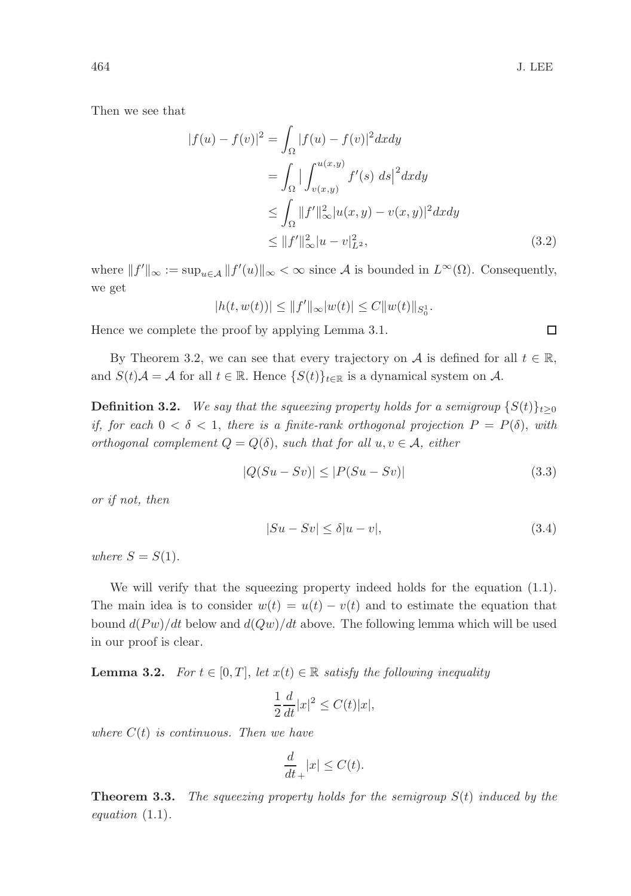Then we see that

$$
\begin{aligned}
|f(u) - f(v)|^2 &= \int_\Omega |f(u) - f(v)|^2 dxdy \\
&= \int_\Omega \Big| \int_{v(x,y)}^{u(x,y)} f'(s)\ ds \Big|^2 dxdy \\
&\leq \int_\Omega \|f'\|_\infty^2 |u(x,y) - v(x,y)|^2 dxdy \\
&\leq \|f'\|_\infty^2 |u - v|_{L^2}^2,
\end{aligned} \tag{3.2}
$$

where $\|f'\|_\infty := \sup_{u \in \mathcal{A}} \|f'(u)\|_\infty < \infty$ since $\mathcal{A}$ is bounded in $L^\infty(\Omega)$. Consequently, we get

$$
|h(t, w(t))| \leq \|f'\|_\infty |w(t)| \leq C\|w(t)\|_{S_0^1}.
$$

Hence we complete the proof by applying Lemma 3.1. $\square$

By Theorem 3.2, we can see that every trajectory on $\mathcal{A}$ is defined for all $t \in \mathbb{R}$, and $S(t)\mathcal{A} = \mathcal{A}$ for all $t \in \mathbb{R}$. Hence $\{S(t)\}_{t \in \mathbb{R}}$ is a dynamical system on $\mathcal{A}$.

**Definition 3.2.** *We say that the squeezing property holds for a semigroup $\{S(t)\}_{t \geq 0}$ if, for each $0 < \delta < 1$, there is a finite-rank orthogonal projection $P = P(\delta)$, with orthogonal complement $Q = Q(\delta)$, such that for all $u, v \in \mathcal{A}$, either*

$$
|Q(Su - Sv)| \leq |P(Su - Sv)| \tag{3.3}
$$

*or if not, then*

$$
|Su - Sv| \leq \delta |u - v|, \tag{3.4}
$$

*where $S = S(1)$.*

We will verify that the squeezing property indeed holds for the equation (1.1). The main idea is to consider $w(t) = u(t) - v(t)$ and to estimate the equation that bound $d(Pw)/dt$ below and $d(Qw)/dt$ above. The following lemma which will be used in our proof is clear.

**Lemma 3.2.** *For $t \in [0, T]$, let $x(t) \in \mathbb{R}$ satisfy the following inequality*

$$
\frac{1}{2}\frac{d}{dt}|x|^2 \leq C(t)|x|,
$$

*where $C(t)$ is continuous. Then we have*

$$
\frac{d}{dt}_+ |x| \leq C(t).
$$

**Theorem 3.3.** *The squeezing property holds for the semigroup $S(t)$ induced by the equation* (1.1).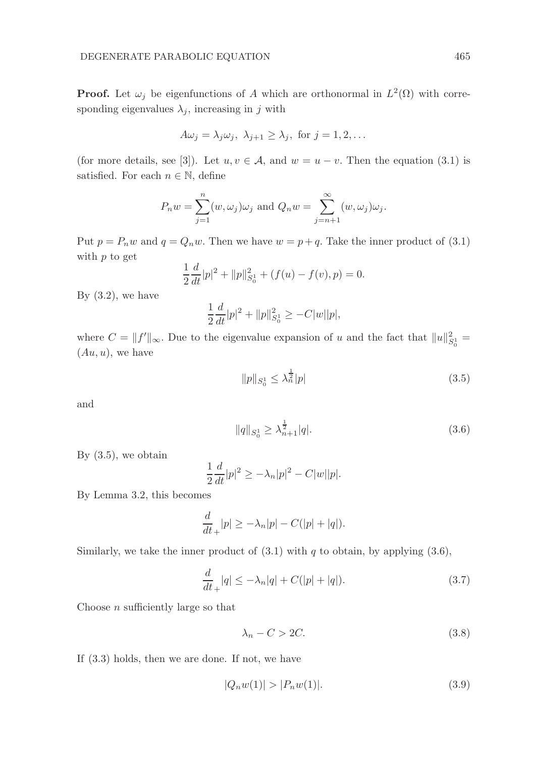**Proof.** Let $\omega_j$ be eigenfunctions of $A$ which are orthonormal in $L^2(\Omega)$ with corresponding eigenvalues $\lambda_j$, increasing in $j$ with

$$A\omega_j = \lambda_j \omega_j,\ \lambda_{j+1} \geq \lambda_j,\ \text{for } j = 1, 2, \dots$$

(for more details, see [3]). Let $u, v \in \mathcal{A}$, and $w = u - v$. Then the equation (3.1) is satisfied. For each $n \in \mathbb{N}$, define

$$P_n w = \sum_{j=1}^{n} (w, \omega_j)\omega_j \text{ and } Q_n w = \sum_{j=n+1}^{\infty} (w, \omega_j)\omega_j.$$

Put $p = P_n w$ and $q = Q_n w$. Then we have $w = p + q$. Take the inner product of (3.1) with $p$ to get

$$\frac{1}{2}\frac{d}{dt}|p|^2 + \|p\|^2_{S^1_0} + (f(u) - f(v), p) = 0.$$

By (3.2), we have

$$\frac{1}{2}\frac{d}{dt}|p|^2 + \|p\|^2_{S^1_0} \geq -C|w||p|,$$

where $C = \|f'\|_\infty$. Due to the eigenvalue expansion of $u$ and the fact that $\|u\|^2_{S^1_0} = (Au, u)$, we have

$$\|p\|_{S^1_0} \leq \lambda_n^{\frac{1}{2}} |p| \tag{3.5}$$

and

$$\|q\|_{S^1_0} \geq \lambda_{n+1}^{\frac{1}{2}} |q|. \tag{3.6}$$

By (3.5), we obtain

$$\frac{1}{2}\frac{d}{dt}|p|^2 \geq -\lambda_n |p|^2 - C|w||p|.$$

By Lemma 3.2, this becomes

$$\frac{d}{dt_+}|p| \geq -\lambda_n |p| - C(|p| + |q|).$$

Similarly, we take the inner product of (3.1) with $q$ to obtain, by applying (3.6),

$$\frac{d}{dt_+}|q| \leq -\lambda_n |q| + C(|p| + |q|). \tag{3.7}$$

Choose $n$ sufficiently large so that

$$\lambda_n - C > 2C. \tag{3.8}$$

If (3.3) holds, then we are done. If not, we have

$$|Q_n w(1)| > |P_n w(1)|. \tag{3.9}$$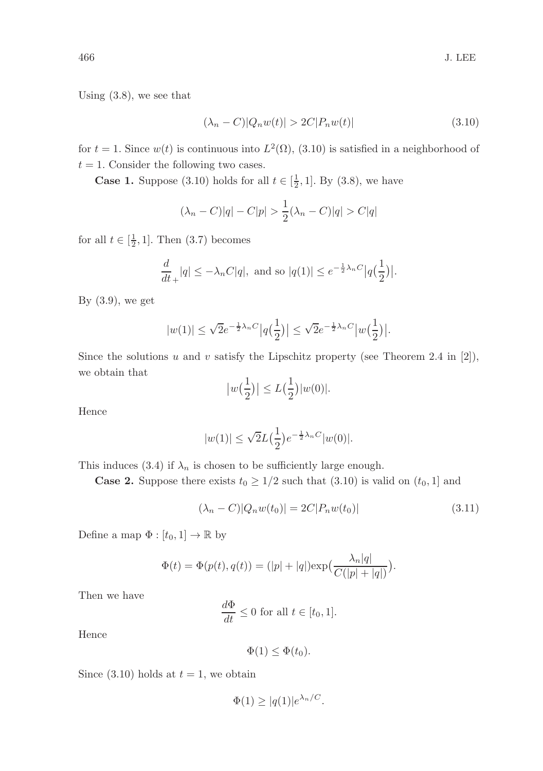Using (3.8), we see that

$$(\lambda_n - C)|Q_n w(t)| > 2C|P_n w(t)| \tag{3.10}$$

for $t = 1$. Since $w(t)$ is continuous into $L^2(\Omega)$, (3.10) is satisfied in a neighborhood of $t = 1$. Consider the following two cases.

**Case 1.** Suppose (3.10) holds for all $t \in [\frac{1}{2}, 1]$. By (3.8), we have

$$(\lambda_n - C)|q| - C|p| > \frac{1}{2}(\lambda_n - C)|q| > C|q|$$

for all $t \in [\frac{1}{2}, 1]$. Then (3.7) becomes

$$\frac{d}{dt}_+ |q| \leq -\lambda_n C|q|, \text{ and so } |q(1)| \leq e^{-\frac{1}{2}\lambda_n C}\big|q\big(\frac{1}{2}\big)\big|.$$

By (3.9), we get

$$|w(1)| \leq \sqrt{2}e^{-\frac{1}{2}\lambda_n C}\big|q\big(\frac{1}{2}\big)\big| \leq \sqrt{2}e^{-\frac{1}{2}\lambda_n C}\big|w\big(\frac{1}{2}\big)\big|.$$

Since the solutions $u$ and $v$ satisfy the Lipschitz property (see Theorem 2.4 in [2]), we obtain that

$$\big|w\big(\frac{1}{2}\big)\big| \leq L\big(\frac{1}{2}\big)|w(0)|.$$

Hence

$$|w(1)| \leq \sqrt{2}L\big(\frac{1}{2}\big)e^{-\frac{1}{2}\lambda_n C}|w(0)|.$$

This induces (3.4) if $\lambda_n$ is chosen to be sufficiently large enough.

**Case 2.** Suppose there exists $t_0 \geq 1/2$ such that (3.10) is valid on $(t_0, 1]$ and

$$(\lambda_n - C)|Q_n w(t_0)| = 2C|P_n w(t_0)| \tag{3.11}$$

Define a map $\Phi : [t_0, 1] \to \mathbb{R}$ by

$$\Phi(t) = \Phi(p(t), q(t)) = (|p| + |q|)\exp\big(\frac{\lambda_n |q|}{C(|p| + |q|)}\big).$$

Then we have

$$\frac{d\Phi}{dt} \leq 0 \text{ for all } t \in [t_0, 1].$$

Hence

$$\Phi(1) \leq \Phi(t_0).$$

Since (3.10) holds at $t = 1$, we obtain

$$\Phi(1) \geq |q(1)|e^{\lambda_n / C}.$$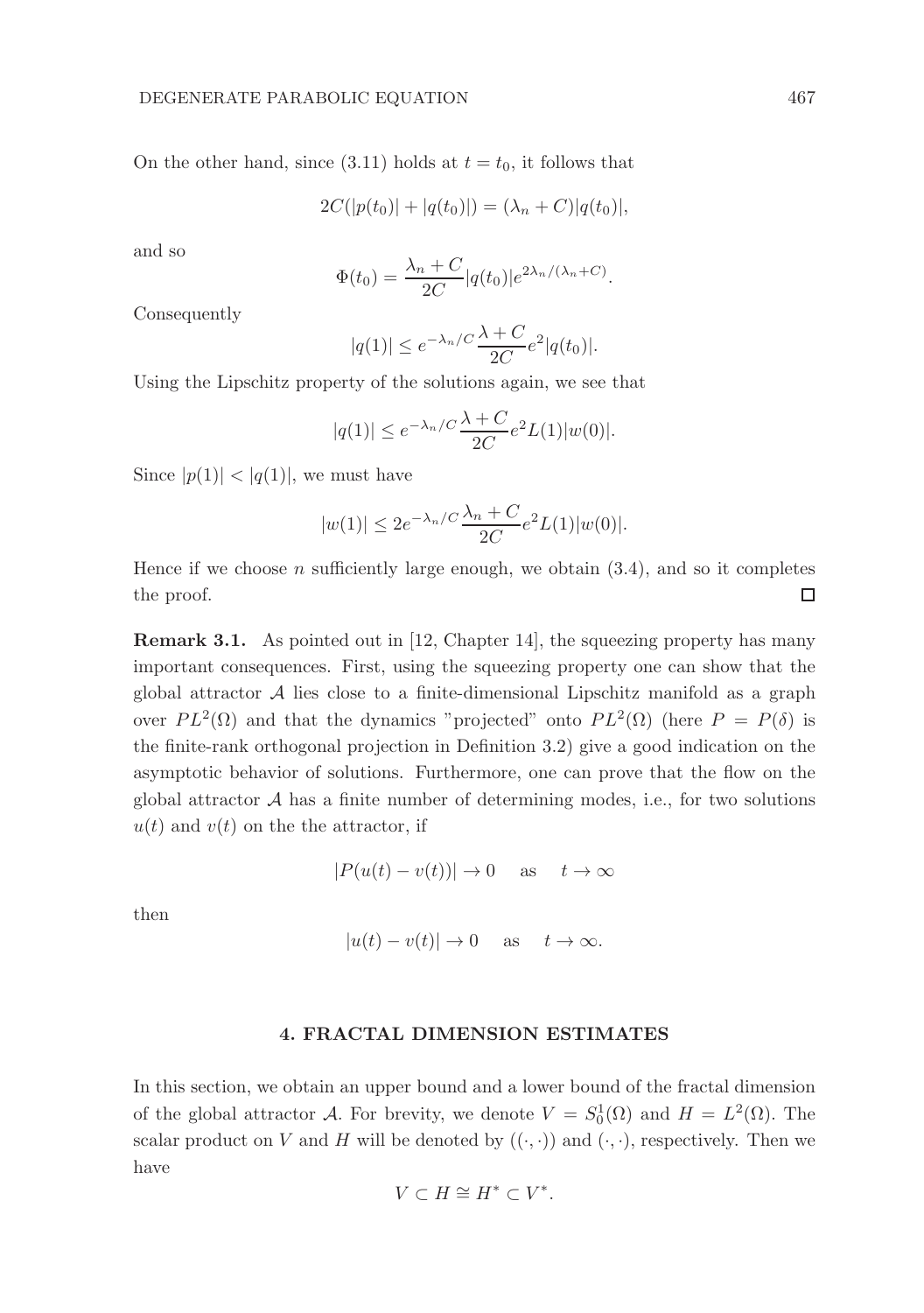On the other hand, since (3.11) holds at $t = t_0$, it follows that

$$2C(|p(t_0)| + |q(t_0)|) = (\lambda_n + C)|q(t_0)|,$$

and so

$$\Phi(t_0) = \frac{\lambda_n + C}{2C}|q(t_0)|e^{2\lambda_n/(\lambda_n+C)}.$$

Consequently

$$|q(1)| \leq e^{-\lambda_n/C}\frac{\lambda + C}{2C}e^2|q(t_0)|.$$

Using the Lipschitz property of the solutions again, we see that

$$|q(1)| \leq e^{-\lambda_n/C}\frac{\lambda + C}{2C}e^2 L(1)|w(0)|.$$

Since $|p(1)| < |q(1)|$, we must have

$$|w(1)| \leq 2e^{-\lambda_n/C}\frac{\lambda_n + C}{2C}e^2 L(1)|w(0)|.$$

Hence if we choose $n$ sufficiently large enough, we obtain (3.4), and so it completes the proof. □

**Remark 3.1.** As pointed out in [12, Chapter 14], the squeezing property has many important consequences. First, using the squeezing property one can show that the global attractor $\mathcal{A}$ lies close to a finite-dimensional Lipschitz manifold as a graph over $PL^2(\Omega)$ and that the dynamics "projected" onto $PL^2(\Omega)$ (here $P = P(\delta)$ is the finite-rank orthogonal projection in Definition 3.2) give a good indication on the asymptotic behavior of solutions. Furthermore, one can prove that the flow on the global attractor $\mathcal{A}$ has a finite number of determining modes, i.e., for two solutions $u(t)$ and $v(t)$ on the the attractor, if

$$|P(u(t) - v(t))| \to 0 \quad \text{as} \quad t \to \infty$$

then

$$|u(t) - v(t)| \to 0 \quad \text{as} \quad t \to \infty.$$

## 4. FRACTAL DIMENSION ESTIMATES

In this section, we obtain an upper bound and a lower bound of the fractal dimension of the global attractor $\mathcal{A}$. For brevity, we denote $V = S_0^1(\Omega)$ and $H = L^2(\Omega)$. The scalar product on $V$ and $H$ will be denoted by $((\cdot,\cdot))$ and $(\cdot,\cdot)$, respectively. Then we have

$$V \subset H \cong H^* \subset V^*.$$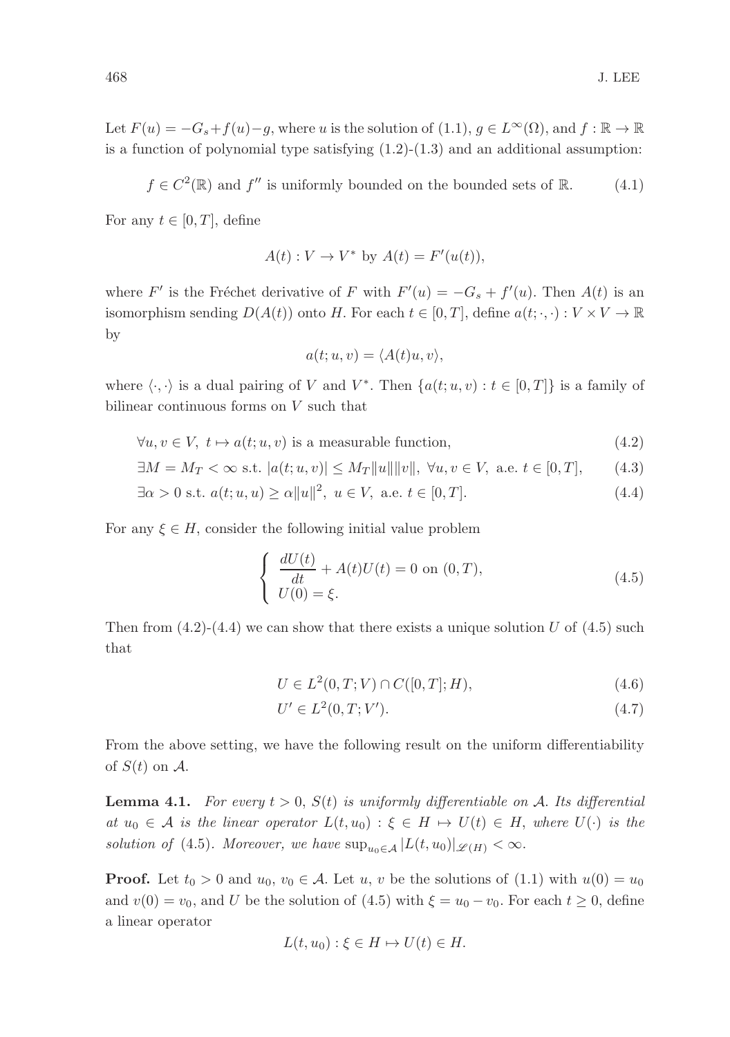Let $F(u) = -G_s + f(u) - g$, where $u$ is the solution of (1.1), $g \in L^\infty(\Omega)$, and $f : \mathbb{R} \to \mathbb{R}$ is a function of polynomial type satisfying (1.2)-(1.3) and an additional assumption:

$$f \in C^2(\mathbb{R}) \text{ and } f'' \text{ is uniformly bounded on the bounded sets of } \mathbb{R}. \tag{4.1}$$

For any $t \in [0, T]$, define

$$A(t) : V \to V^* \text{ by } A(t) = F'(u(t)),$$

where $F'$ is the Fréchet derivative of $F$ with $F'(u) = -G_s + f'(u)$. Then $A(t)$ is an isomorphism sending $D(A(t))$ onto $H$. For each $t \in [0, T]$, define $a(t; \cdot, \cdot) : V \times V \to \mathbb{R}$ by

$$a(t; u, v) = \langle A(t)u, v \rangle,$$

where $\langle \cdot, \cdot \rangle$ is a dual pairing of $V$ and $V^*$. Then $\{a(t; u, v) : t \in [0, T]\}$ is a family of bilinear continuous forms on $V$ such that

$$\forall u, v \in V, \ t \mapsto a(t; u, v) \text{ is a measurable function,} \tag{4.2}$$

$$\exists M = M_T < \infty \text{ s.t. } |a(t; u, v)| \leq M_T \|u\| \|v\|, \ \forall u, v \in V, \text{ a.e. } t \in [0, T], \tag{4.3}$$

$$\exists \alpha > 0 \text{ s.t. } a(t; u, u) \geq \alpha \|u\|^2, \ u \in V, \text{ a.e. } t \in [0, T]. \tag{4.4}$$

For any $\xi \in H$, consider the following initial value problem

$$\begin{cases} \dfrac{dU(t)}{dt} + A(t)U(t) = 0 \text{ on } (0, T), \\ U(0) = \xi. \end{cases} \tag{4.5}$$

Then from (4.2)-(4.4) we can show that there exists a unique solution $U$ of (4.5) such that

$$U \in L^2(0, T; V) \cap C([0, T]; H), \tag{4.6}$$

$$U' \in L^2(0, T; V'). \tag{4.7}$$

From the above setting, we have the following result on the uniform differentiability of $S(t)$ on $\mathcal{A}$.

**Lemma 4.1.** *For every $t > 0$, $S(t)$ is uniformly differentiable on $\mathcal{A}$. Its differential at $u_0 \in \mathcal{A}$ is the linear operator $L(t, u_0) : \xi \in H \mapsto U(t) \in H$, where $U(\cdot)$ is the solution of* (4.5)*. Moreover, we have $\sup_{u_0 \in \mathcal{A}} |L(t, u_0)|_{\mathscr{L}(H)} < \infty$.*

**Proof.** Let $t_0 > 0$ and $u_0$, $v_0 \in \mathcal{A}$. Let $u$, $v$ be the solutions of (1.1) with $u(0) = u_0$ and $v(0) = v_0$, and $U$ be the solution of (4.5) with $\xi = u_0 - v_0$. For each $t \geq 0$, define a linear operator

$$L(t, u_0) : \xi \in H \mapsto U(t) \in H.$$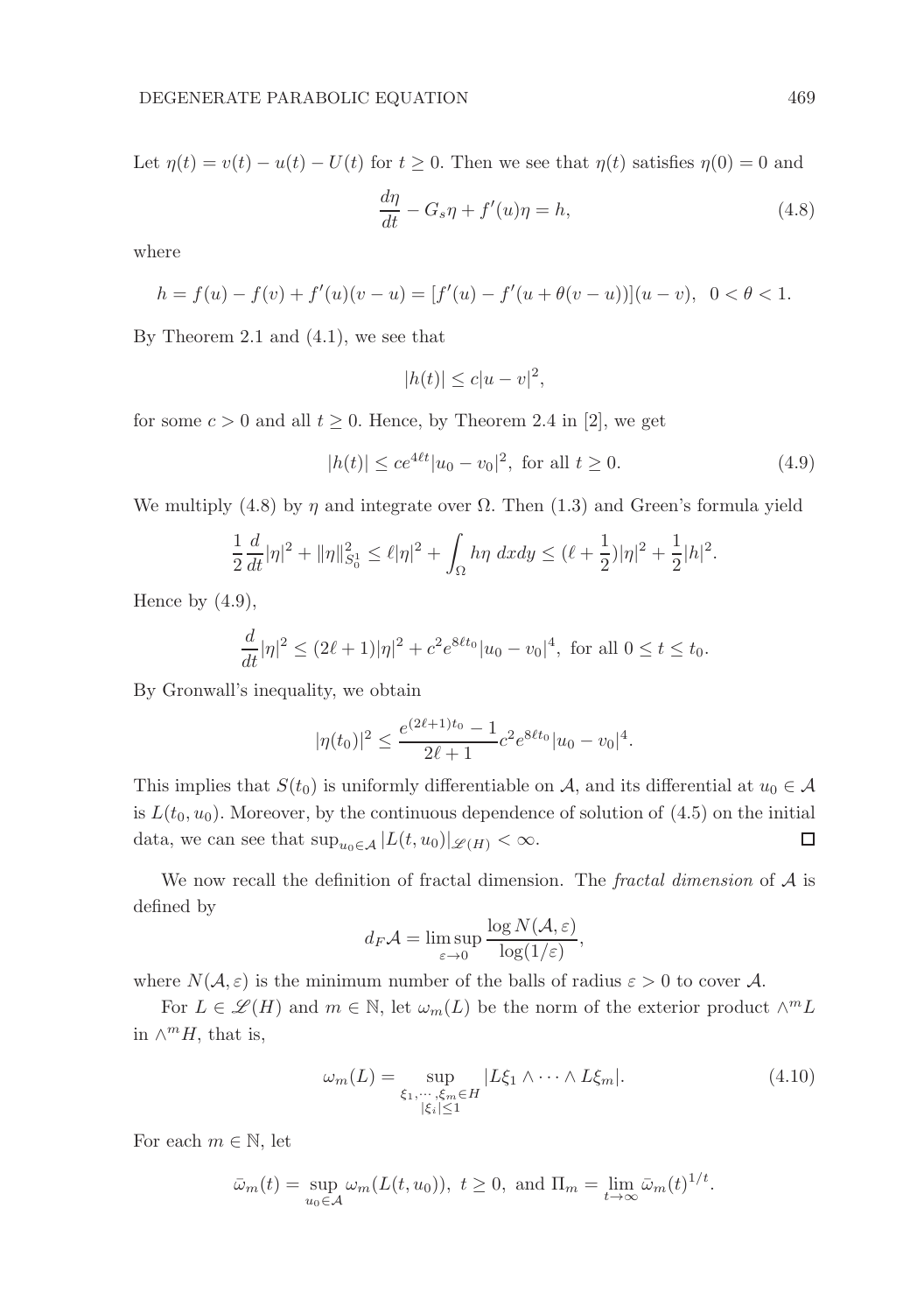Let $\eta(t) = v(t) - u(t) - U(t)$ for $t \geq 0$. Then we see that $\eta(t)$ satisfies $\eta(0) = 0$ and

$$\frac{d\eta}{dt} - G_s\eta + f'(u)\eta = h, \tag{4.8}$$

where

$$h = f(u) - f(v) + f'(u)(v - u) = [f'(u) - f'(u + \theta(v - u))](u - v), \;\; 0 < \theta < 1.$$

By Theorem 2.1 and (4.1), we see that

$$|h(t)| \leq c|u - v|^2,$$

for some $c > 0$ and all $t \geq 0$. Hence, by Theorem 2.4 in [2], we get

$$|h(t)| \leq ce^{4\ell t}|u_0 - v_0|^2, \text{ for all } t \geq 0. \tag{4.9}$$

We multiply (4.8) by $\eta$ and integrate over $\Omega$. Then (1.3) and Green's formula yield

$$\frac{1}{2}\frac{d}{dt}|\eta|^2 + \|\eta\|^2_{S^1_0} \leq \ell|\eta|^2 + \int_\Omega h\eta \; dxdy \leq (\ell + \frac{1}{2})|\eta|^2 + \frac{1}{2}|h|^2.$$

Hence by (4.9),

$$\frac{d}{dt}|\eta|^2 \leq (2\ell + 1)|\eta|^2 + c^2e^{8\ell t_0}|u_0 - v_0|^4, \text{ for all } 0 \leq t \leq t_0.$$

By Gronwall's inequality, we obtain

$$|\eta(t_0)|^2 \leq \frac{e^{(2\ell+1)t_0} - 1}{2\ell + 1}c^2e^{8\ell t_0}|u_0 - v_0|^4.$$

This implies that $S(t_0)$ is uniformly differentiable on $\mathcal{A}$, and its differential at $u_0 \in \mathcal{A}$ is $L(t_0, u_0)$. Moreover, by the continuous dependence of solution of (4.5) on the initial data, we can see that $\sup_{u_0 \in \mathcal{A}} |L(t, u_0)|_{\mathscr{L}(H)} < \infty$. □

We now recall the definition of fractal dimension. The *fractal dimension* of $\mathcal{A}$ is defined by

$$d_F\mathcal{A} = \limsup_{\varepsilon \to 0} \frac{\log N(\mathcal{A}, \varepsilon)}{\log(1/\varepsilon)},$$

where $N(\mathcal{A}, \varepsilon)$ is the minimum number of the balls of radius $\varepsilon > 0$ to cover $\mathcal{A}$.

For $L \in \mathscr{L}(H)$ and $m \in \mathbb{N}$, let $\omega_m(L)$ be the norm of the exterior product $\wedge^m L$ in $\wedge^m H$, that is,

$$\omega_m(L) = \sup_{\substack{\xi_1, \cdots, \xi_m \in H \\ |\xi_i| \leq 1}} |L\xi_1 \wedge \cdots \wedge L\xi_m|. \tag{4.10}$$

For each $m \in \mathbb{N}$, let

$$\bar{\omega}_m(t) = \sup_{u_0 \in \mathcal{A}} \omega_m(L(t, u_0)), \; t \geq 0, \text{ and } \Pi_m = \lim_{t \to \infty} \bar{\omega}_m(t)^{1/t}.$$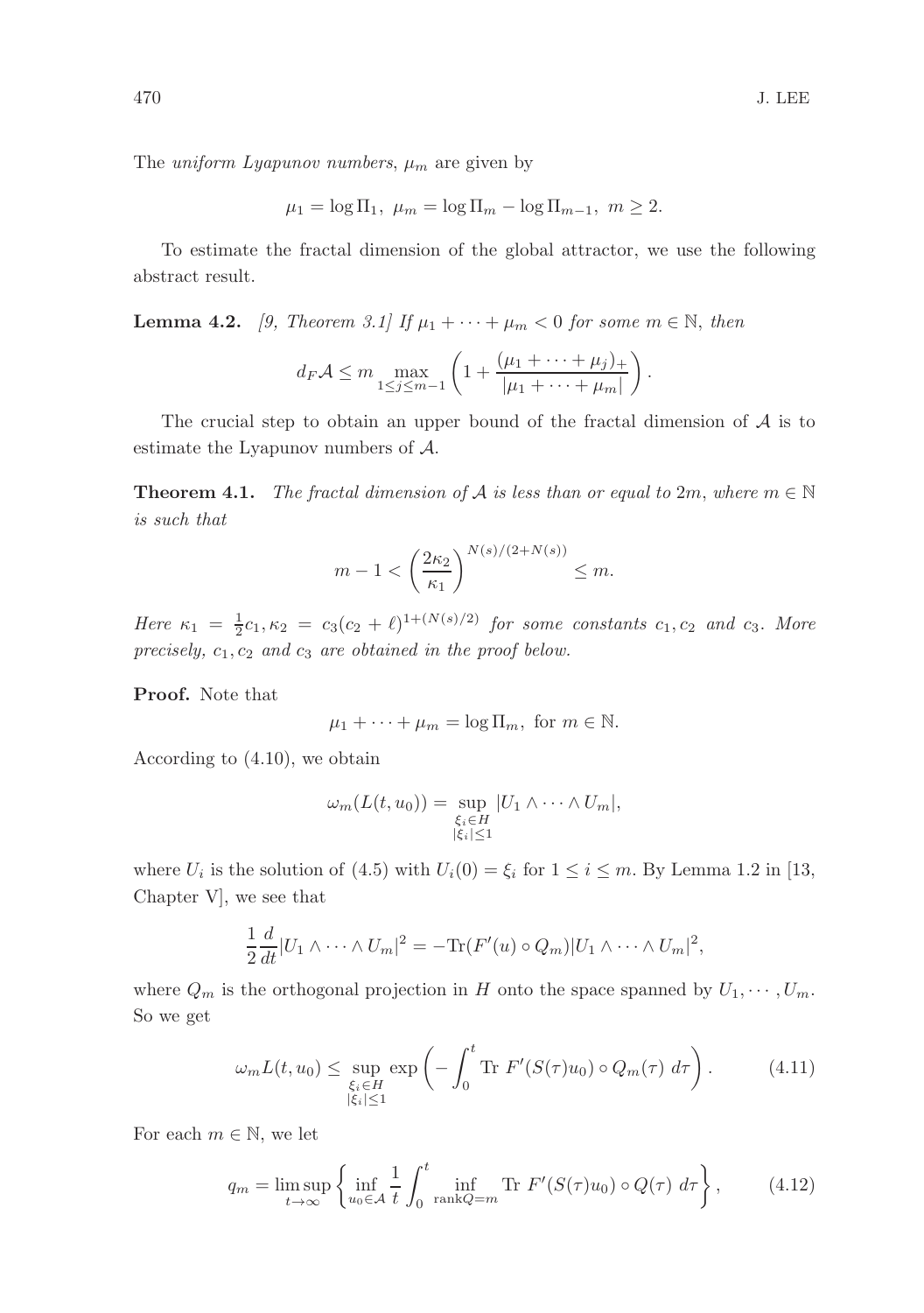The *uniform Lyapunov numbers*, $\mu_m$ are given by

$$\mu_1 = \log \Pi_1, \ \mu_m = \log \Pi_m - \log \Pi_{m-1}, \ m \geq 2.$$

To estimate the fractal dimension of the global attractor, we use the following abstract result.

**Lemma 4.2.** *[9, Theorem 3.1] If $\mu_1 + \cdots + \mu_m < 0$ for some $m \in \mathbb{N}$, then*

$$d_F \mathcal{A} \leq m \max_{1 \leq j \leq m-1} \left( 1 + \frac{(\mu_1 + \cdots + \mu_j)_+}{|\mu_1 + \cdots + \mu_m|} \right).$$

The crucial step to obtain an upper bound of the fractal dimension of $\mathcal{A}$ is to estimate the Lyapunov numbers of $\mathcal{A}$.

**Theorem 4.1.** *The fractal dimension of $\mathcal{A}$ is less than or equal to $2m$, where $m \in \mathbb{N}$ is such that*

$$m - 1 < \left( \frac{2\kappa_2}{\kappa_1} \right)^{N(s)/(2+N(s))} \leq m.$$

*Here $\kappa_1 = \frac{1}{2} c_1, \kappa_2 = c_3(c_2 + \ell)^{1+(N(s)/2)}$ for some constants $c_1, c_2$ and $c_3$. More precisely, $c_1, c_2$ and $c_3$ are obtained in the proof below.*

**Proof.** Note that

$$\mu_1 + \cdots + \mu_m = \log \Pi_m, \text{ for } m \in \mathbb{N}.$$

According to (4.10), we obtain

$$\omega_m(L(t, u_0)) = \sup_{\substack{\xi_i \in H \\ |\xi_i| \leq 1}} |U_1 \wedge \cdots \wedge U_m|,$$

where $U_i$ is the solution of (4.5) with $U_i(0) = \xi_i$ for $1 \leq i \leq m$. By Lemma 1.2 in [13, Chapter V], we see that

$$\frac{1}{2} \frac{d}{dt} |U_1 \wedge \cdots \wedge U_m|^2 = -\text{Tr}(F'(u) \circ Q_m) |U_1 \wedge \cdots \wedge U_m|^2,$$

where $Q_m$ is the orthogonal projection in $H$ onto the space spanned by $U_1, \cdots, U_m$. So we get

$$\omega_m L(t, u_0) \leq \sup_{\substack{\xi_i \in H \\ |\xi_i| \leq 1}} \exp \left( - \int_0^t \text{Tr } F'(S(\tau)u_0) \circ Q_m(\tau) \ d\tau \right). \tag{4.11}$$

For each $m \in \mathbb{N}$, we let

$$q_m = \limsup_{t \to \infty} \left\{ \inf_{u_0 \in \mathcal{A}} \frac{1}{t} \int_0^t \inf_{\text{rank} Q = m} \text{Tr } F'(S(\tau)u_0) \circ Q(\tau) \ d\tau \right\}, \tag{4.12}$$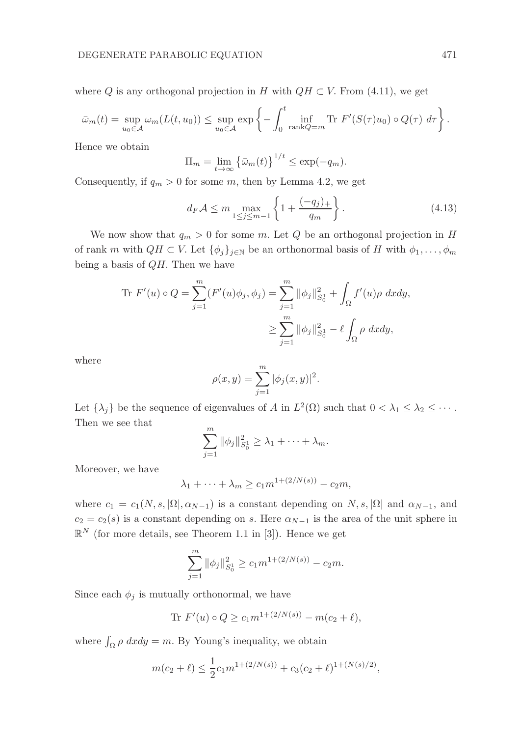where $Q$ is any orthogonal projection in $H$ with $QH \subset V$. From (4.11), we get

$$\bar{\omega}_m(t) = \sup_{u_0 \in \mathcal{A}} \omega_m(L(t, u_0)) \leq \sup_{u_0 \in \mathcal{A}} \exp\left\{ -\int_0^t \inf_{\operatorname{rank} Q = m} \operatorname{Tr} F'(S(\tau)u_0) \circ Q(\tau)\, d\tau \right\}.$$

Hence we obtain

$$\Pi_m = \lim_{t \to \infty} \left\{ \bar{\omega}_m(t) \right\}^{1/t} \leq \exp(-q_m).$$

Consequently, if $q_m > 0$ for some $m$, then by Lemma 4.2, we get

$$d_F \mathcal{A} \leq m \max_{1 \leq j \leq m-1} \left\{ 1 + \frac{(-q_j)_+}{q_m} \right\}. \tag{4.13}$$

We now show that $q_m > 0$ for some $m$. Let $Q$ be an orthogonal projection in $H$ of rank $m$ with $QH \subset V$. Let $\{\phi_j\}_{j \in \mathbb{N}}$ be an orthonormal basis of $H$ with $\phi_1, \ldots, \phi_m$ being a basis of $QH$. Then we have

$$\begin{aligned}
\operatorname{Tr} F'(u) \circ Q = \sum_{j=1}^m (F'(u)\phi_j, \phi_j) &= \sum_{j=1}^m \|\phi_j\|_{S_0^1}^2 + \int_\Omega f'(u)\rho\, dxdy, \\
&\geq \sum_{j=1}^m \|\phi_j\|_{S_0^1}^2 - \ell \int_\Omega \rho\, dxdy,
\end{aligned}$$

where

$$\rho(x, y) = \sum_{j=1}^m |\phi_j(x, y)|^2.$$

Let $\{\lambda_j\}$ be the sequence of eigenvalues of $A$ in $L^2(\Omega)$ such that $0 < \lambda_1 \leq \lambda_2 \leq \cdots$. Then we see that

$$\sum_{j=1}^m \|\phi_j\|_{S_0^1}^2 \geq \lambda_1 + \cdots + \lambda_m.$$

Moreover, we have

$$\lambda_1 + \cdots + \lambda_m \geq c_1 m^{1+(2/N(s))} - c_2 m,$$

where $c_1 = c_1(N, s, |\Omega|, \alpha_{N-1})$ is a constant depending on $N, s, |\Omega|$ and $\alpha_{N-1}$, and $c_2 = c_2(s)$ is a constant depending on $s$. Here $\alpha_{N-1}$ is the area of the unit sphere in $\mathbb{R}^N$ (for more details, see Theorem 1.1 in [3]). Hence we get

$$\sum_{j=1}^m \|\phi_j\|_{S_0^1}^2 \geq c_1 m^{1+(2/N(s))} - c_2 m.$$

Since each $\phi_j$ is mutually orthonormal, we have

$$\operatorname{Tr} F'(u) \circ Q \geq c_1 m^{1+(2/N(s))} - m(c_2 + \ell),$$

where $\int_\Omega \rho\, dxdy = m$. By Young's inequality, we obtain

$$m(c_2 + \ell) \leq \frac{1}{2} c_1 m^{1+(2/N(s))} + c_3 (c_2 + \ell)^{1+(N(s)/2)},$$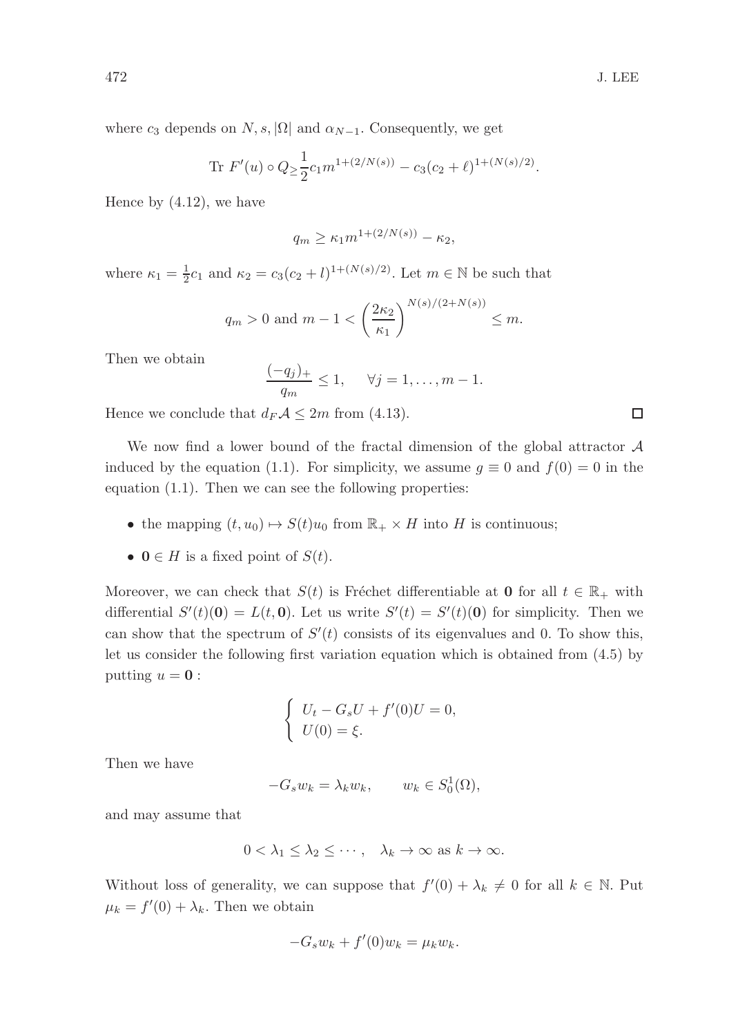where $c_3$ depends on $N, s, |\Omega|$ and $\alpha_{N-1}$. Consequently, we get

$$\text{Tr } F'(u) \circ Q_{\geq} \frac{1}{2} c_1 m^{1+(2/N(s))} - c_3(c_2 + \ell)^{1+(N(s)/2)}.$$

Hence by (4.12), we have

$$q_m \geq \kappa_1 m^{1+(2/N(s))} - \kappa_2,$$

where $\kappa_1 = \frac{1}{2}c_1$ and $\kappa_2 = c_3(c_2 + l)^{1+(N(s)/2)}$. Let $m \in \mathbb{N}$ be such that

$$q_m > 0 \text{ and } m - 1 < \left(\frac{2\kappa_2}{\kappa_1}\right)^{N(s)/(2+N(s))} \leq m.$$

Then we obtain

$$\frac{(-q_j)_+}{q_m} \leq 1, \qquad \forall j = 1, \ldots, m-1.$$

Hence we conclude that $d_F \mathcal{A} \leq 2m$ from (4.13). $\square$

We now find a lower bound of the fractal dimension of the global attractor $\mathcal{A}$ induced by the equation (1.1). For simplicity, we assume $g \equiv 0$ and $f(0) = 0$ in the equation (1.1). Then we can see the following properties:

- the mapping $(t, u_0) \mapsto S(t)u_0$ from $\mathbb{R}_+ \times H$ into $H$ is continuous;
- $\mathbf{0} \in H$ is a fixed point of $S(t)$.

Moreover, we can check that $S(t)$ is Fréchet differentiable at $\mathbf{0}$ for all $t \in \mathbb{R}_+$ with differential $S'(t)(\mathbf{0}) = L(t, \mathbf{0})$. Let us write $S'(t) = S'(t)(\mathbf{0})$ for simplicity. Then we can show that the spectrum of $S'(t)$ consists of its eigenvalues and 0. To show this, let us consider the following first variation equation which is obtained from (4.5) by putting $u = \mathbf{0}$ :

$$\begin{cases} U_t - G_s U + f'(0)U = 0, \\ U(0) = \xi. \end{cases}$$

Then we have

$$-G_s w_k = \lambda_k w_k, \qquad w_k \in S_0^1(\Omega),$$

and may assume that

$$0 < \lambda_1 \leq \lambda_2 \leq \cdots, \quad \lambda_k \to \infty \text{ as } k \to \infty.$$

Without loss of generality, we can suppose that $f'(0) + \lambda_k \neq 0$ for all $k \in \mathbb{N}$. Put $\mu_k = f'(0) + \lambda_k$. Then we obtain

$$-G_s w_k + f'(0) w_k = \mu_k w_k.$$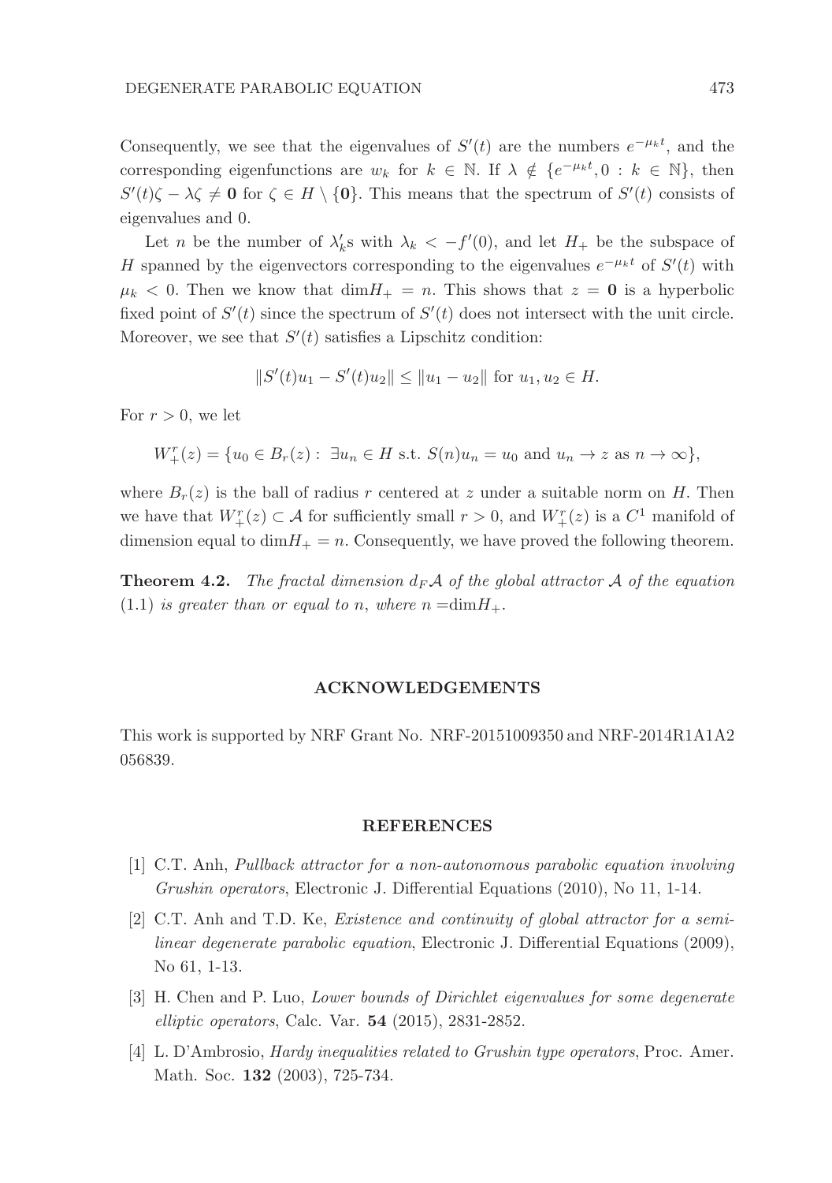Consequently, we see that the eigenvalues of $S'(t)$ are the numbers $e^{-\mu_k t}$, and the corresponding eigenfunctions are $w_k$ for $k \in \mathbb{N}$. If $\lambda \notin \{e^{-\mu_k t}, 0 : k \in \mathbb{N}\}$, then $S'(t)\zeta - \lambda\zeta \neq \mathbf{0}$ for $\zeta \in H \setminus \{\mathbf{0}\}$. This means that the spectrum of $S'(t)$ consists of eigenvalues and 0.

Let $n$ be the number of $\lambda_k'$s with $\lambda_k < -f'(0)$, and let $H_+$ be the subspace of $H$ spanned by the eigenvectors corresponding to the eigenvalues $e^{-\mu_k t}$ of $S'(t)$ with $\mu_k < 0$. Then we know that $\dim H_+ = n$. This shows that $z = \mathbf{0}$ is a hyperbolic fixed point of $S'(t)$ since the spectrum of $S'(t)$ does not intersect with the unit circle. Moreover, we see that $S'(t)$ satisfies a Lipschitz condition:

$$\|S'(t)u_1 - S'(t)u_2\| \leq \|u_1 - u_2\| \text{ for } u_1, u_2 \in H.$$

For $r > 0$, we let

$$W_+^r(z) = \{u_0 \in B_r(z) : \exists u_n \in H \text{ s.t. } S(n)u_n = u_0 \text{ and } u_n \to z \text{ as } n \to \infty\},$$

where $B_r(z)$ is the ball of radius $r$ centered at $z$ under a suitable norm on $H$. Then we have that $W_+^r(z) \subset \mathcal{A}$ for sufficiently small $r > 0$, and $W_+^r(z)$ is a $C^1$ manifold of dimension equal to $\dim H_+ = n$. Consequently, we have proved the following theorem.

**Theorem 4.2.** *The fractal dimension $d_F\mathcal{A}$ of the global attractor $\mathcal{A}$ of the equation* (1.1) *is greater than or equal to $n$, where $n = \dim H_+$.*

## ACKNOWLEDGEMENTS

This work is supported by NRF Grant No. NRF-20151009350 and NRF-2014R1A1A2 056839.

## REFERENCES

[1] C.T. Anh, *Pullback attractor for a non-autonomous parabolic equation involving Grushin operators*, Electronic J. Differential Equations (2010), No 11, 1-14.

[2] C.T. Anh and T.D. Ke, *Existence and continuity of global attractor for a semilinear degenerate parabolic equation*, Electronic J. Differential Equations (2009), No 61, 1-13.

[3] H. Chen and P. Luo, *Lower bounds of Dirichlet eigenvalues for some degenerate elliptic operators*, Calc. Var. **54** (2015), 2831-2852.

[4] L. D'Ambrosio, *Hardy inequalities related to Grushin type operators*, Proc. Amer. Math. Soc. **132** (2003), 725-734.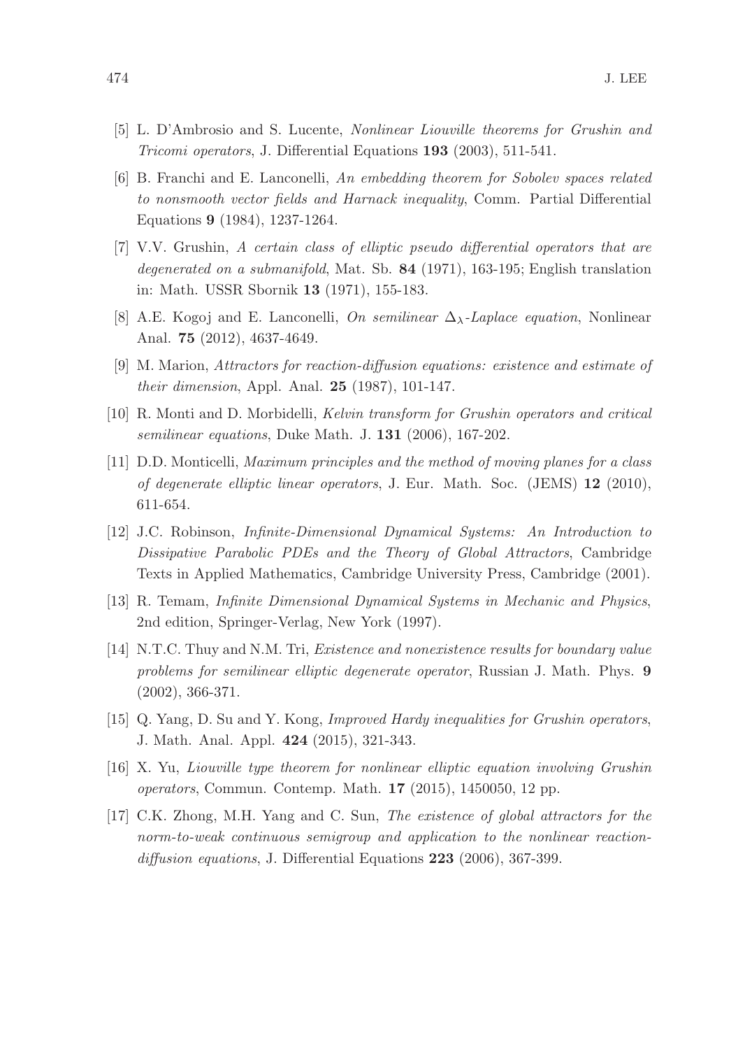[5] L. D'Ambrosio and S. Lucente, *Nonlinear Liouville theorems for Grushin and Tricomi operators*, J. Differential Equations **193** (2003), 511-541.

[6] B. Franchi and E. Lanconelli, *An embedding theorem for Sobolev spaces related to nonsmooth vector fields and Harnack inequality*, Comm. Partial Differential Equations **9** (1984), 1237-1264.

[7] V.V. Grushin, *A certain class of elliptic pseudo differential operators that are degenerated on a submanifold*, Mat. Sb. **84** (1971), 163-195; English translation in: Math. USSR Sbornik **13** (1971), 155-183.

[8] A.E. Kogoj and E. Lanconelli, *On semilinear $\Delta_\lambda$-Laplace equation*, Nonlinear Anal. **75** (2012), 4637-4649.

[9] M. Marion, *Attractors for reaction-diffusion equations: existence and estimate of their dimension*, Appl. Anal. **25** (1987), 101-147.

[10] R. Monti and D. Morbidelli, *Kelvin transform for Grushin operators and critical semilinear equations*, Duke Math. J. **131** (2006), 167-202.

[11] D.D. Monticelli, *Maximum principles and the method of moving planes for a class of degenerate elliptic linear operators*, J. Eur. Math. Soc. (JEMS) **12** (2010), 611-654.

[12] J.C. Robinson, *Infinite-Dimensional Dynamical Systems: An Introduction to Dissipative Parabolic PDEs and the Theory of Global Attractors*, Cambridge Texts in Applied Mathematics, Cambridge University Press, Cambridge (2001).

[13] R. Temam, *Infinite Dimensional Dynamical Systems in Mechanic and Physics*, 2nd edition, Springer-Verlag, New York (1997).

[14] N.T.C. Thuy and N.M. Tri, *Existence and nonexistence results for boundary value problems for semilinear elliptic degenerate operator*, Russian J. Math. Phys. **9** (2002), 366-371.

[15] Q. Yang, D. Su and Y. Kong, *Improved Hardy inequalities for Grushin operators*, J. Math. Anal. Appl. **424** (2015), 321-343.

[16] X. Yu, *Liouville type theorem for nonlinear elliptic equation involving Grushin operators*, Commun. Contemp. Math. **17** (2015), 1450050, 12 pp.

[17] C.K. Zhong, M.H. Yang and C. Sun, *The existence of global attractors for the norm-to-weak continuous semigroup and application to the nonlinear reaction-diffusion equations*, J. Differential Equations **223** (2006), 367-399.